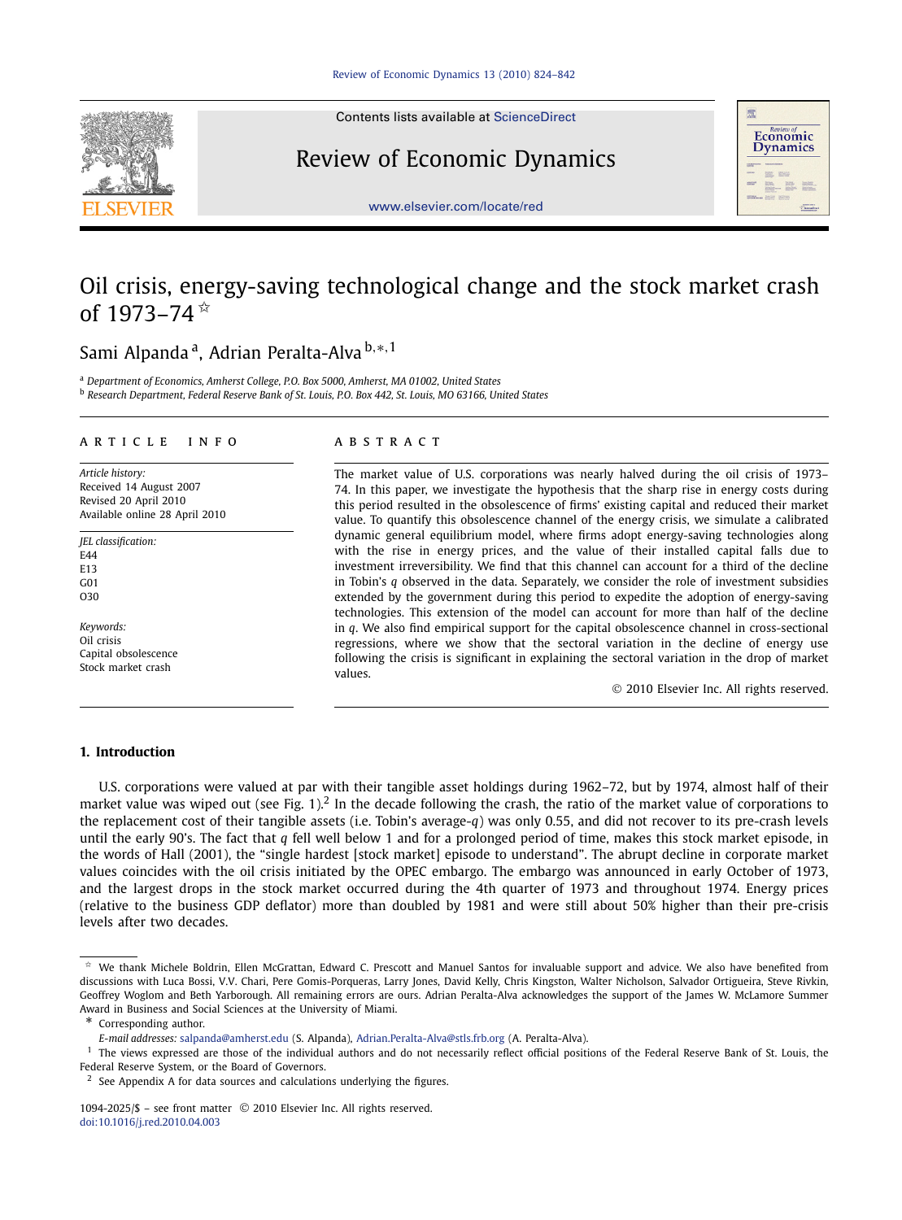# Oil crisis, energy-saving technological change and the stock market crash of 1973–74 ☆

Sami Alpanda [a], Adrian Peralta-Alva [b,*,1]

[a] Department of Economics, Amherst College, P.O. Box 5000, Amherst, MA 01002, United States
[b] Research Department, Federal Reserve Bank of St. Louis, P.O. Box 442, St. Louis, MO 63166, United States

**ARTICLE INFO**

*Article history:*
Received 14 August 2007
Revised 20 April 2010
Available online 28 April 2010

*JEL classification:*
E44
E13
G01
O30

*Keywords:*
Oil crisis
Capital obsolescence
Stock market crash

**ABSTRACT**

The market value of U.S. corporations was nearly halved during the oil crisis of 1973–74. In this paper, we investigate the hypothesis that the sharp rise in energy costs during this period resulted in the obsolescence of firms' existing capital and reduced their market value. To quantify this obsolescence channel of the energy crisis, we simulate a calibrated dynamic general equilibrium model, where firms adopt energy-saving technologies along with the rise in energy prices, and the value of their installed capital falls due to investment irreversibility. We find that this channel can account for a third of the decline in Tobin's $q$ observed in the data. Separately, we consider the role of investment subsidies extended by the government during this period to expedite the adoption of energy-saving technologies. This extension of the model can account for more than half of the decline in $q$. We also find empirical support for the capital obsolescence channel in cross-sectional regressions, where we show that the sectoral variation in the decline of energy use following the crisis is significant in explaining the sectoral variation in the drop of market values.

© 2010 Elsevier Inc. All rights reserved.

## 1. Introduction

U.S. corporations were valued at par with their tangible asset holdings during 1962–72, but by 1974, almost half of their market value was wiped out (see Fig. 1).[2] In the decade following the crash, the ratio of the market value of corporations to the replacement cost of their tangible assets (i.e. Tobin's average-$q$) was only 0.55, and did not recover to its pre-crash levels until the early 90's. The fact that $q$ fell well below 1 and for a prolonged period of time, makes this stock market episode, in the words of Hall (2001), the "single hardest [stock market] episode to understand". The abrupt decline in corporate market values coincides with the oil crisis initiated by the OPEC embargo. The embargo was announced in early October of 1973, and the largest drops in the stock market occurred during the 4th quarter of 1973 and throughout 1974. Energy prices (relative to the business GDP deflator) more than doubled by 1981 and were still about 50% higher than their pre-crisis levels after two decades.

☆ We thank Michele Boldrin, Ellen McGrattan, Edward C. Prescott and Manuel Santos for invaluable support and advice. We also have benefited from discussions with Luca Bossi, V.V. Chari, Pere Gomis-Porqueras, Larry Jones, David Kelly, Chris Kingston, Walter Nicholson, Salvador Ortigueira, Steve Rivkin, Geoffrey Woglom and Beth Yarborough. All remaining errors are ours. Adrian Peralta-Alva acknowledges the support of the James W. McLamore Summer Award in Business and Social Sciences at the University of Miami.

\* Corresponding author.
*E-mail addresses:* salpanda@amherst.edu (S. Alpanda), Adrian.Peralta-Alva@stls.frb.org (A. Peralta-Alva).

[1] The views expressed are those of the individual authors and do not necessarily reflect official positions of the Federal Reserve Bank of St. Louis, the Federal Reserve System, or the Board of Governors.

[2] See Appendix A for data sources and calculations underlying the figures.

1094-2025/$ – see front matter © 2010 Elsevier Inc. All rights reserved.
doi:10.1016/j.red.2010.04.003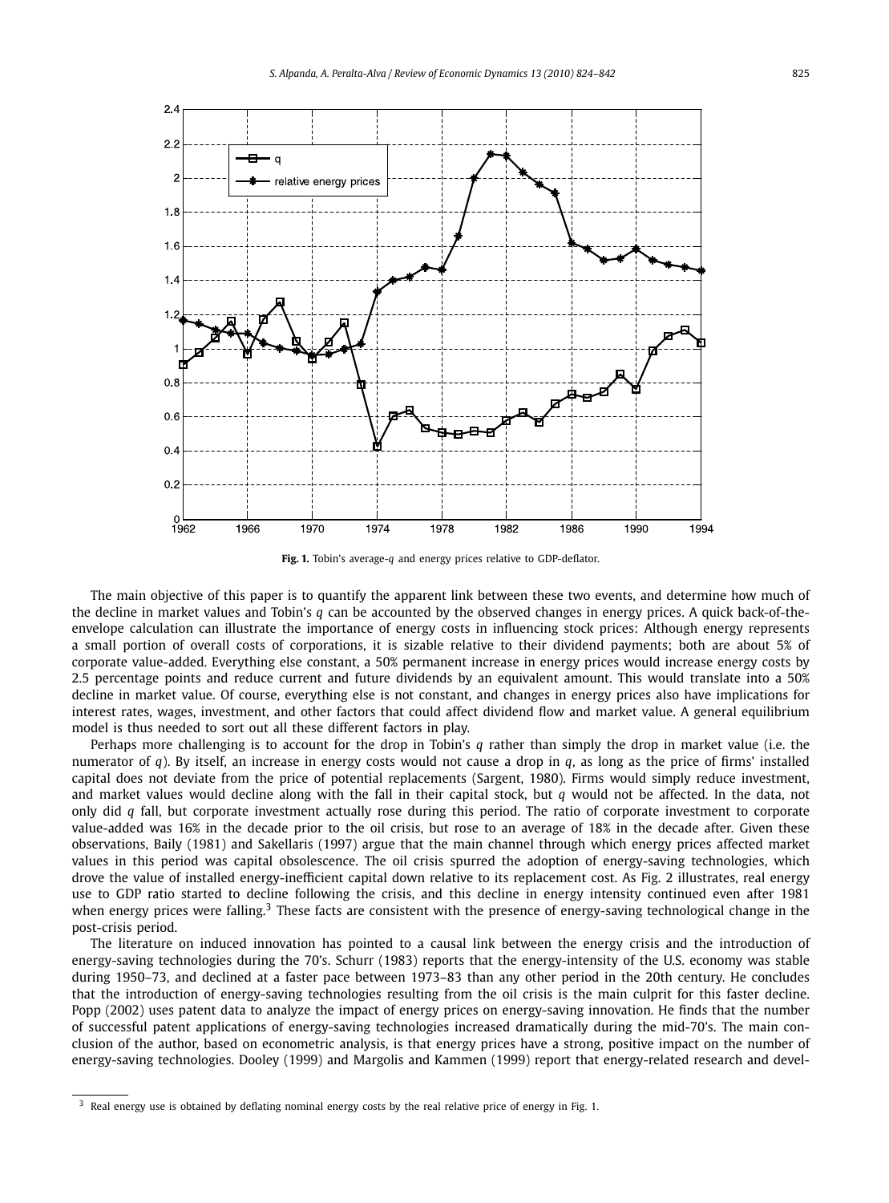**Fig. 1.** Tobin's average-$q$ and energy prices relative to GDP-deflator.

The main objective of this paper is to quantify the apparent link between these two events, and determine how much of the decline in market values and Tobin's $q$ can be accounted by the observed changes in energy prices. A quick back-of-the-envelope calculation can illustrate the importance of energy costs in influencing stock prices: Although energy represents a small portion of overall costs of corporations, it is sizable relative to their dividend payments; both are about 5% of corporate value-added. Everything else constant, a 50% permanent increase in energy prices would increase energy costs by 2.5 percentage points and reduce current and future dividends by an equivalent amount. This would translate into a 50% decline in market value. Of course, everything else is not constant, and changes in energy prices also have implications for interest rates, wages, investment, and other factors that could affect dividend flow and market value. A general equilibrium model is thus needed to sort out all these different factors in play.

Perhaps more challenging is to account for the drop in Tobin's $q$ rather than simply the drop in market value (i.e. the numerator of $q$). By itself, an increase in energy costs would not cause a drop in $q$, as long as the price of firms' installed capital does not deviate from the price of potential replacements (Sargent, 1980). Firms would simply reduce investment, and market values would decline along with the fall in their capital stock, but $q$ would not be affected. In the data, not only did $q$ fall, but corporate investment actually rose during this period. The ratio of corporate investment to corporate value-added was 16% in the decade prior to the oil crisis, but rose to an average of 18% in the decade after. Given these observations, Baily (1981) and Sakellaris (1997) argue that the main channel through which energy prices affected market values in this period was capital obsolescence. The oil crisis spurred the adoption of energy-saving technologies, which drove the value of installed energy-inefficient capital down relative to its replacement cost. As Fig. 2 illustrates, real energy use to GDP ratio started to decline following the crisis, and this decline in energy intensity continued even after 1981 when energy prices were falling.[3] These facts are consistent with the presence of energy-saving technological change in the post-crisis period.

The literature on induced innovation has pointed to a causal link between the energy crisis and the introduction of energy-saving technologies during the 70's. Schurr (1983) reports that the energy-intensity of the U.S. economy was stable during 1950–73, and declined at a faster pace between 1973–83 than any other period in the 20th century. He concludes that the introduction of energy-saving technologies resulting from the oil crisis is the main culprit for this faster decline. Popp (2002) uses patent data to analyze the impact of energy prices on energy-saving innovation. He finds that the number of successful patent applications of energy-saving technologies increased dramatically during the mid-70's. The main conclusion of the author, based on econometric analysis, is that energy prices have a strong, positive impact on the number of energy-saving technologies. Dooley (1999) and Margolis and Kammen (1999) report that energy-related research and devel-

[3] Real energy use is obtained by deflating nominal energy costs by the real relative price of energy in Fig. 1.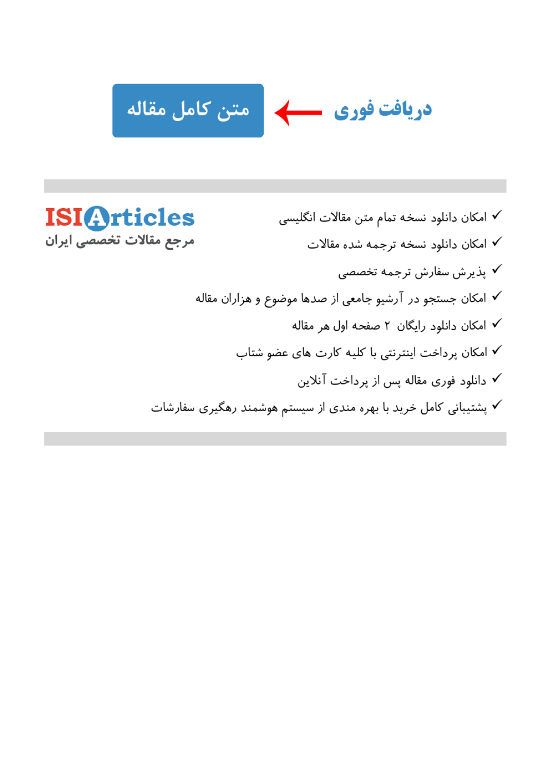دریافت فوری ← متن کامل مقاله

**ISIArticles**
مرجع مقالات تخصصی ایران

- ✓ امکان دانلود نسخه تمام متن مقالات انگلیسی
- ✓ امکان دانلود نسخه ترجمه شده مقالات
- ✓ پذیرش سفارش ترجمه تخصصی
- ✓ امکان جستجو در آرشیو جامعی از صدها موضوع و هزاران مقاله
- ✓ امکان دانلود رایگان ۲ صفحه اول هر مقاله
- ✓ امکان پرداخت اینترنتی با کلیه کارت های عضو شتاب
- ✓ دانلود فوری مقاله پس از پرداخت آنلاین
- ✓ پشتیبانی کامل خرید با بهره مندی از سیستم هوشمند رهگیری سفارشات